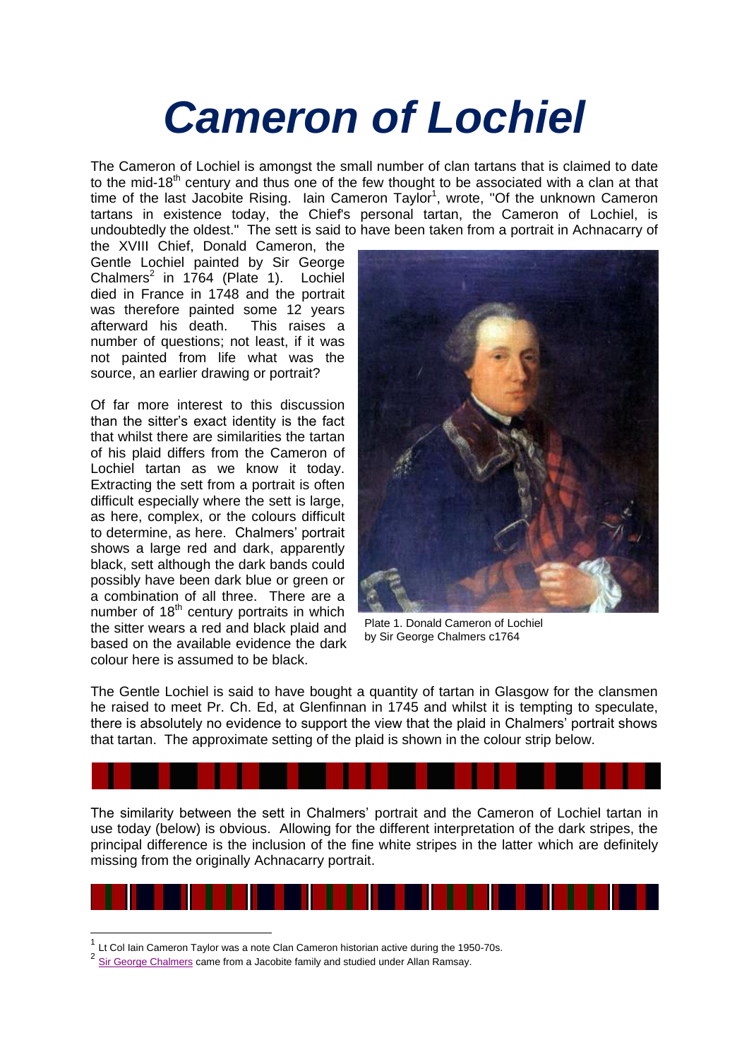# Cameron of Lochiel

The Cameron of Lochiel is amongst the small number of clan tartans that is claimed to date to the mid-18th century and thus one of the few thought to be associated with a clan at that time of the last Jacobite Rising. Iain Cameron Taylor[1], wrote, "Of the unknown Cameron tartans in existence today, the Chief's personal tartan, the Cameron of Lochiel, is undoubtedly the oldest." The sett is said to have been taken from a portrait in Achnacarry of the XVIII Chief, Donald Cameron, the Gentle Lochiel painted by Sir George Chalmers[2] in 1764 (Plate 1). Lochiel died in France in 1748 and the portrait was therefore painted some 12 years afterward his death. This raises a number of questions; not least, if it was not painted from life what was the source, an earlier drawing or portrait?

Of far more interest to this discussion than the sitter's exact identity is the fact that whilst there are similarities the tartan of his plaid differs from the Cameron of Lochiel tartan as we know it today. Extracting the sett from a portrait is often difficult especially where the sett is large, as here, complex, or the colours difficult to determine, as here. Chalmers' portrait shows a large red and dark, apparently black, sett although the dark bands could possibly have been dark blue or green or a combination of all three. There are a number of 18th century portraits in which the sitter wears a red and black plaid and based on the available evidence the dark colour here is assumed to be black.

Plate 1. Donald Cameron of Lochiel by Sir George Chalmers c1764

The Gentle Lochiel is said to have bought a quantity of tartan in Glasgow for the clansmen he raised to meet Pr. Ch. Ed, at Glenfinnan in 1745 and whilst it is tempting to speculate, there is absolutely no evidence to support the view that the plaid in Chalmers' portrait shows that tartan. The approximate setting of the plaid is shown in the colour strip below.

The similarity between the sett in Chalmers' portrait and the Cameron of Lochiel tartan in use today (below) is obvious. Allowing for the different interpretation of the dark stripes, the principal difference is the inclusion of the fine white stripes in the latter which are definitely missing from the originally Achnacarry portrait.

---

[1] Lt Col Iain Cameron Taylor was a note Clan Cameron historian active during the 1950-70s.

[2] Sir George Chalmers came from a Jacobite family and studied under Allan Ramsay.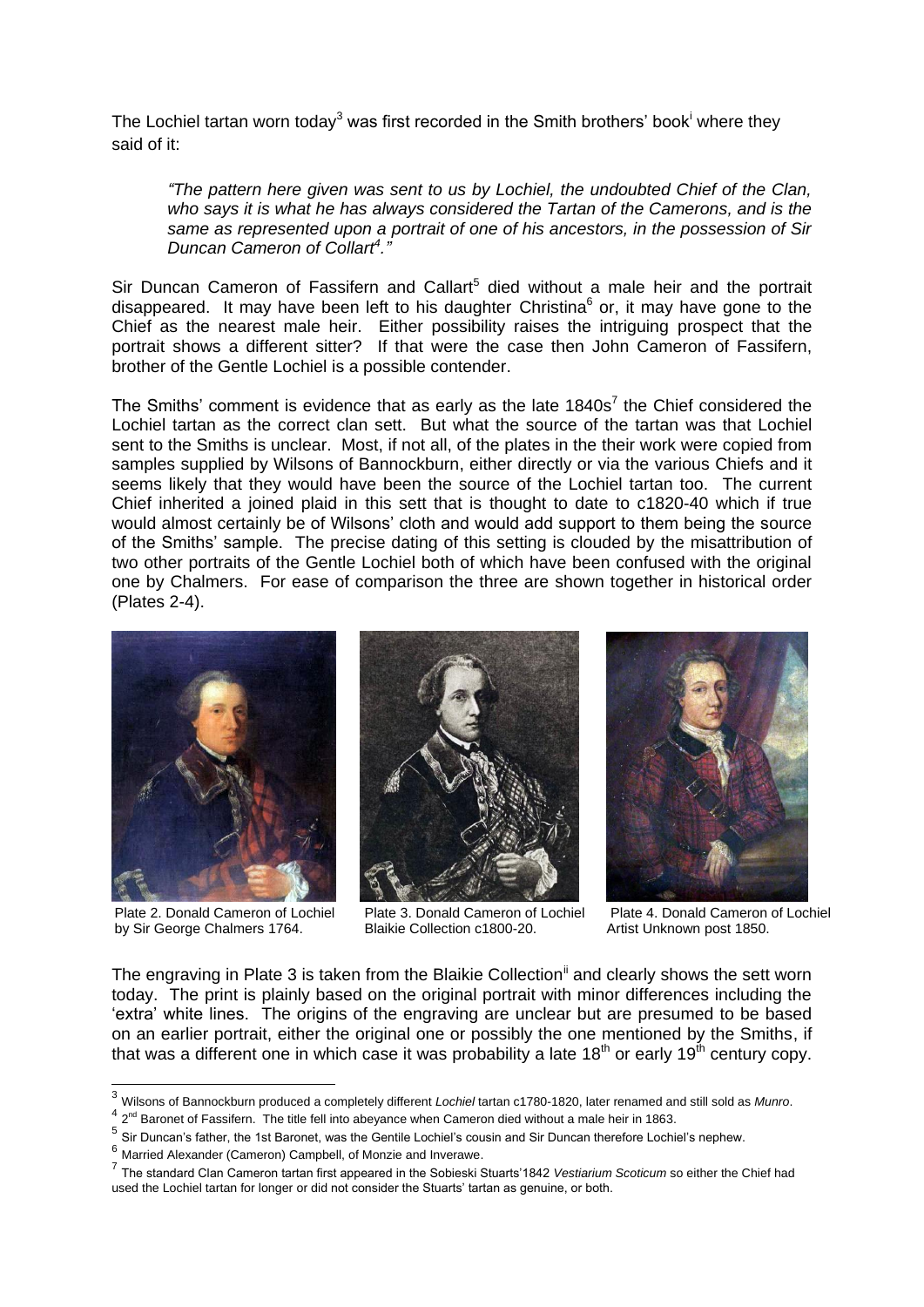The Lochiel tartan worn today[3] was first recorded in the Smith brothers' book[i] where they said of it:

> *"The pattern here given was sent to us by Lochiel, the undoubted Chief of the Clan, who says it is what he has always considered the Tartan of the Camerons, and is the same as represented upon a portrait of one of his ancestors, in the possession of Sir Duncan Cameron of Collart[4]."*

Sir Duncan Cameron of Fassifern and Callart[5] died without a male heir and the portrait disappeared. It may have been left to his daughter Christina[6] or, it may have gone to the Chief as the nearest male heir. Either possibility raises the intriguing prospect that the portrait shows a different sitter? If that were the case then John Cameron of Fassifern, brother of the Gentle Lochiel is a possible contender.

The Smiths' comment is evidence that as early as the late 1840s[7] the Chief considered the Lochiel tartan as the correct clan sett. But what the source of the tartan was that Lochiel sent to the Smiths is unclear. Most, if not all, of the plates in the their work were copied from samples supplied by Wilsons of Bannockburn, either directly or via the various Chiefs and it seems likely that they would have been the source of the Lochiel tartan too. The current Chief inherited a joined plaid in this sett that is thought to date to c1820-40 which if true would almost certainly be of Wilsons' cloth and would add support to them being the source of the Smiths' sample. The precise dating of this setting is clouded by the misattribution of two other portraits of the Gentle Lochiel both of which have been confused with the original one by Chalmers. For ease of comparison the three are shown together in historical order (Plates 2-4).

Plate 2. Donald Cameron of Lochiel by Sir George Chalmers 1764.

Plate 3. Donald Cameron of Lochiel Blaikie Collection c1800-20.

Plate 4. Donald Cameron of Lochiel Artist Unknown post 1850.

The engraving in Plate 3 is taken from the Blaikie Collection[ii] and clearly shows the sett worn today. The print is plainly based on the original portrait with minor differences including the 'extra' white lines. The origins of the engraving are unclear but are presumed to be based on an earlier portrait, either the original one or possibly the one mentioned by the Smiths, if that was a different one in which case it was probability a late 18th or early 19th century copy.

---

[3] Wilsons of Bannockburn produced a completely different *Lochiel* tartan c1780-1820, later renamed and still sold as *Munro*.

[4] 2nd Baronet of Fassifern. The title fell into abeyance when Cameron died without a male heir in 1863.

[5] Sir Duncan's father, the 1st Baronet, was the Gentile Lochiel's cousin and Sir Duncan therefore Lochiel's nephew.

[6] Married Alexander (Cameron) Campbell, of Monzie and Inverawe.

[7] The standard Clan Cameron tartan first appeared in the Sobieski Stuarts'1842 *Vestiarium Scoticum* so either the Chief had used the Lochiel tartan for longer or did not consider the Stuarts' tartan as genuine, or both.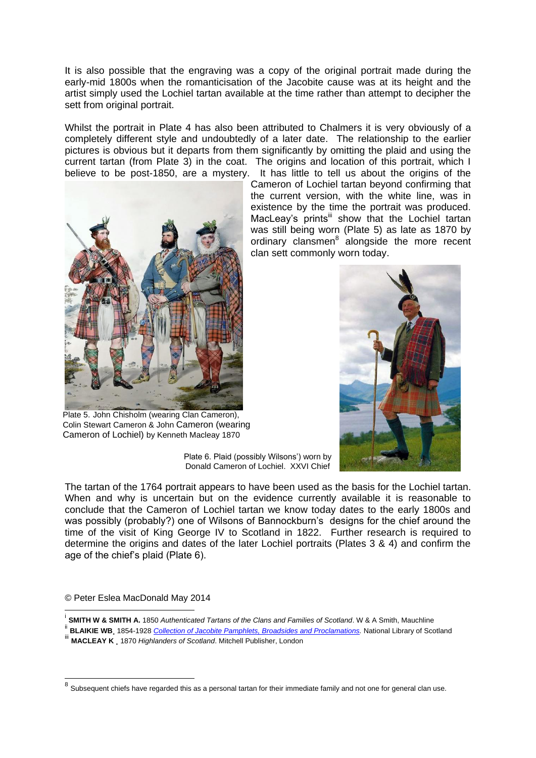It is also possible that the engraving was a copy of the original portrait made during the early-mid 1800s when the romanticisation of the Jacobite cause was at its height and the artist simply used the Lochiel tartan available at the time rather than attempt to decipher the sett from original portrait.

Whilst the portrait in Plate 4 has also been attributed to Chalmers it is very obviously of a completely different style and undoubtedly of a later date. The relationship to the earlier pictures is obvious but it departs from them significantly by omitting the plaid and using the current tartan (from Plate 3) in the coat. The origins and location of this portrait, which I believe to be post-1850, are a mystery. It has little to tell us about the origins of the Cameron of Lochiel tartan beyond confirming that the current version, with the white line, was in existence by the time the portrait was produced. MacLeay's prints[iii] show that the Lochiel tartan was still being worn (Plate 5) as late as 1870 by ordinary clansmen[8] alongside the more recent clan sett commonly worn today.

Plate 5. John Chisholm (wearing Clan Cameron), Colin Stewart Cameron & John Cameron (wearing Cameron of Lochiel) by Kenneth Macleay 1870

Plate 6. Plaid (possibly Wilsons') worn by Donald Cameron of Lochiel. XXVI Chief

The tartan of the 1764 portrait appears to have been used as the basis for the Lochiel tartan. When and why is uncertain but on the evidence currently available it is reasonable to conclude that the Cameron of Lochiel tartan we know today dates to the early 1800s and was possibly (probably?) one of Wilsons of Bannockburn's designs for the chief around the time of the visit of King George IV to Scotland in 1822. Further research is required to determine the origins and dates of the later Lochiel portraits (Plates 3 & 4) and confirm the age of the chief's plaid (Plate 6).

© Peter Eslea MacDonald May 2014

[i] **SMITH W & SMITH A.** 1850 *Authenticated Tartans of the Clans and Families of Scotland*. W & A Smith, Mauchline

[ii] **BLAIKIE WB**¸ 1854-1928 *Collection of Jacobite Pamphlets, Broadsides and Proclamations.* National Library of Scotland

[iii] **MACLEAY K** ¸ 1870 *Highlanders of Scotland*. Mitchell Publisher, London

[8] Subsequent chiefs have regarded this as a personal tartan for their immediate family and not one for general clan use.